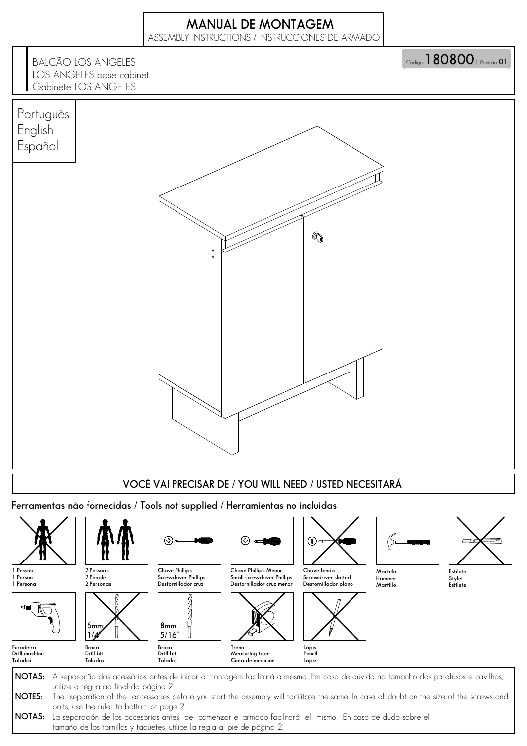# MANUAL DE MONTAGEM

ASSEMBLY INSTRUCTIONS / INSTRUCCIONES DE ARMADO

BALCÃO LOS ANGELES
LOS ANGELES base cabinet
Gabinete LOS ANGELES

Código **180800** | Revisão **01**

Português
English
Español

## VOCÊ VAI PRECISAR DE / YOU WILL NEED / USTED NECESITARÁ

### Ferramentas não fornecidas / Tools not supplied / Herramientas no incluidas

- 1 Pessoa / 1 Person / 1 Persona
- 2 Pessoas / 2 People / 2 Personas
- Chave Phillips / Screwdriver Phillips / Destornillador cruz
- Chave Phillips Menor / Small screwdriver Phillips / Destornillador cruz menor
- Chave fenda / Screwdriver slotted / Destornillador plano
- Martelo / Hammer / Martillo
- Estilete / Stylet / Estilete
- Furadeira / Drill machine / Taladro
- Broca / Drill bit / Taladro (6mm 1/4")
- Broca / Drill bit / Taladro (8mm 5/16")
- Trena / Measuring tape / Cinta de medición
- Lápis / Pencil / Lápiz

**NOTAS:** A separação dos acessórios antes de inicar a montagem facilitará a mesma. Em caso de dúvida no tamanho dos parafusos e cavilhas, utilize a régua ao final da página 2.

**NOTES:** The separation of the accessories before you start the assembly will facilitate the same. In case of doubt on the size of the screws and bolts, use the ruler to bottom of page 2.

**NOTAS:** La separación de los accesorios antes de comenzar el armado facilitará el mismo. En caso de duda sobre el tamaño de los tornillos y taquetes, utilice la regla al pie de página 2.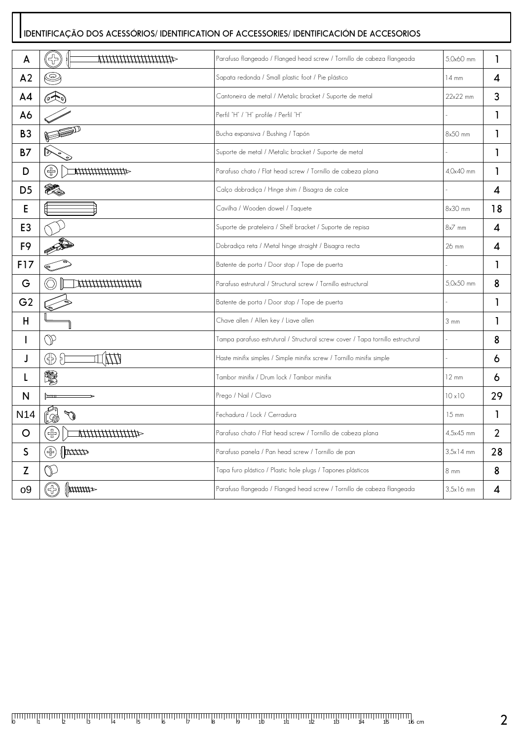## IDENTIFICAÇÃO DOS ACESSÓRIOS/ IDENTIFICATION OF ACCESSORIES/ IDENTIFICACIÓN DE ACCESORIOS

| | | | | |
|---|---|---|---|---|
| A | | Parafuso flangeado / Flanged head screw / Tornillo de cabeza flangeada | 5,0x60 mm | 1 |
| A2 | | Sapata redonda / Small plastic foot / Pie plástico | 14 mm | 4 |
| A4 | | Cantoneira de metal / Metalic bracket / Suporte de metal | 22x22 mm | 3 |
| A6 | | Perfil "H" / "H" profile / Perfil "H" | - | 1 |
| B3 | | Bucha expansiva / Bushing / Tapón | 8x50 mm | 1 |
| B7 | | Suporte de metal / Metalic bracket / Suporte de metal | - | 1 |
| D | | Parafuso chato / Flat head screw / Tornillo de cabeza plana | 4,0x40 mm | 1 |
| D5 | | Calço dobradiça / Hinge shim / Bisagra de calce | - | 4 |
| E | | Cavilha / Wooden dowel / Taquete | 8x30 mm | 18 |
| E3 | | Suporte de prateleira / Shelf bracket / Suporte de repisa | 8x7 mm | 4 |
| F9 | | Dobradiça reta / Metal hinge straight / Bisagra recta | 26 mm | 4 |
| F17 | | Batente de porta / Door stop / Tope de puerta | - | 1 |
| G | | Parafuso estrutural / Structural screw / Tornillo estructural | 5,0x50 mm | 8 |
| G2 | | Batente de porta / Door stop / Tope de puerta | - | 1 |
| H | | Chave allen / Allen key / Llave allen | 3 mm | 1 |
| I | | Tampa parafuso estrutural / Structural screw cover / Tapa tornillo estructural | - | 8 |
| J | | Haste minifix simples / Simple minifix screw / Tornillo minifix simple | - | 6 |
| L | | Tambor minifix / Drum lock / Tambor minifix | 12 mm | 6 |
| N | | Prego / Nail / Clavo | 10 x10 | 29 |
| N14 | | Fechadura / Lock / Cerradura | 15 mm | 1 |
| O | | Parafuso chato / Flat head screw / Tornillo de cabeza plana | 4,5x45 mm | 2 |
| S | | Parafuso panela / Pan head screw / Tornillo de pan | 3,5x14 mm | 28 |
| Z | | Tapa furo plástico / Plastic hole plugs / Tapones plásticos | 8 mm | 8 |
| o9 | | Parafuso flangeado / Flanged head screw / Tornillo de cabeza flangeada | 3,5x16 mm | 4 |

0 1 2 3 4 5 6 7 8 9 10 11 12 13 14 15 16 cm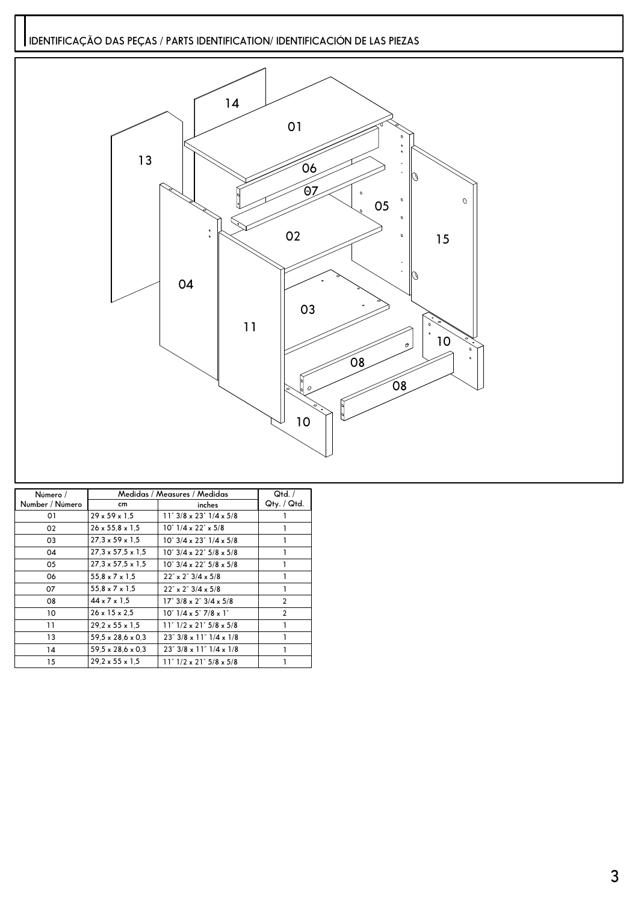# IDENTIFICAÇÃO DAS PEÇAS / PARTS IDENTIFICATION/ IDENTIFICACIÓN DE LAS PIEZAS

| Número / Number / Número | Medidas / Measures / Medidas | | Qtd. / Qty. / Qtd. |
|---|---|---|---|
| | cm | inches | |
| 01 | 29 x 59 x 1,5 | 11" 3/8 x 23" 1/4 x 5/8 | 1 |
| 02 | 26 x 55,8 x 1,5 | 10" 1/4 x 22" x 5/8 | 1 |
| 03 | 27,3 x 59 x 1,5 | 10" 3/4 x 23" 1/4 x 5/8 | 1 |
| 04 | 27,3 x 57,5 x 1,5 | 10" 3/4 x 22" 5/8 x 5/8 | 1 |
| 05 | 27,3 x 57,5 x 1,5 | 10" 3/4 x 22" 5/8 x 5/8 | 1 |
| 06 | 55,8 x 7 x 1,5 | 22" x 2" 3/4 x 5/8 | 1 |
| 07 | 55,8 x 7 x 1,5 | 22" x 2" 3/4 x 5/8 | 1 |
| 08 | 44 x 7 x 1,5 | 17" 3/8 x 2" 3/4 x 5/8 | 2 |
| 10 | 26 x 15 x 2,5 | 10" 1/4 x 5" 7/8 x 1" | 2 |
| 11 | 29,2 x 55 x 1,5 | 11" 1/2 x 21" 5/8 x 5/8 | 1 |
| 13 | 59,5 x 28,6 x 0,3 | 23" 3/8 x 11" 1/4 x 1/8 | 1 |
| 14 | 59,5 x 28,6 x 0,3 | 23" 3/8 x 11" 1/4 x 1/8 | 1 |
| 15 | 29,2 x 55 x 1,5 | 11" 1/2 x 21" 5/8 x 5/8 | 1 |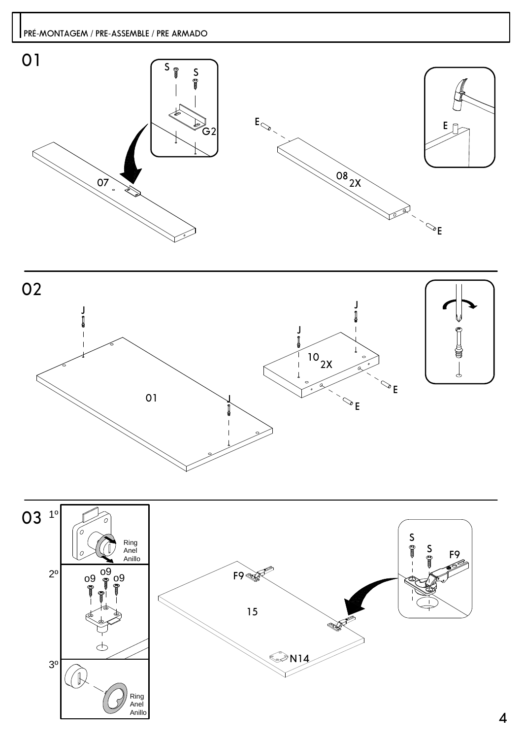PRÉ-MONTAGEM / PRE-ASSEMBLE / PRE ARMADO

01

S S G2 07 E 08 2X E E

02

J J J 10 2X E E 01 J

03

1º Ring Anel Anillo

2º 09 09 09

3º Ring Anel Anillo

F9 15 N14 S S F9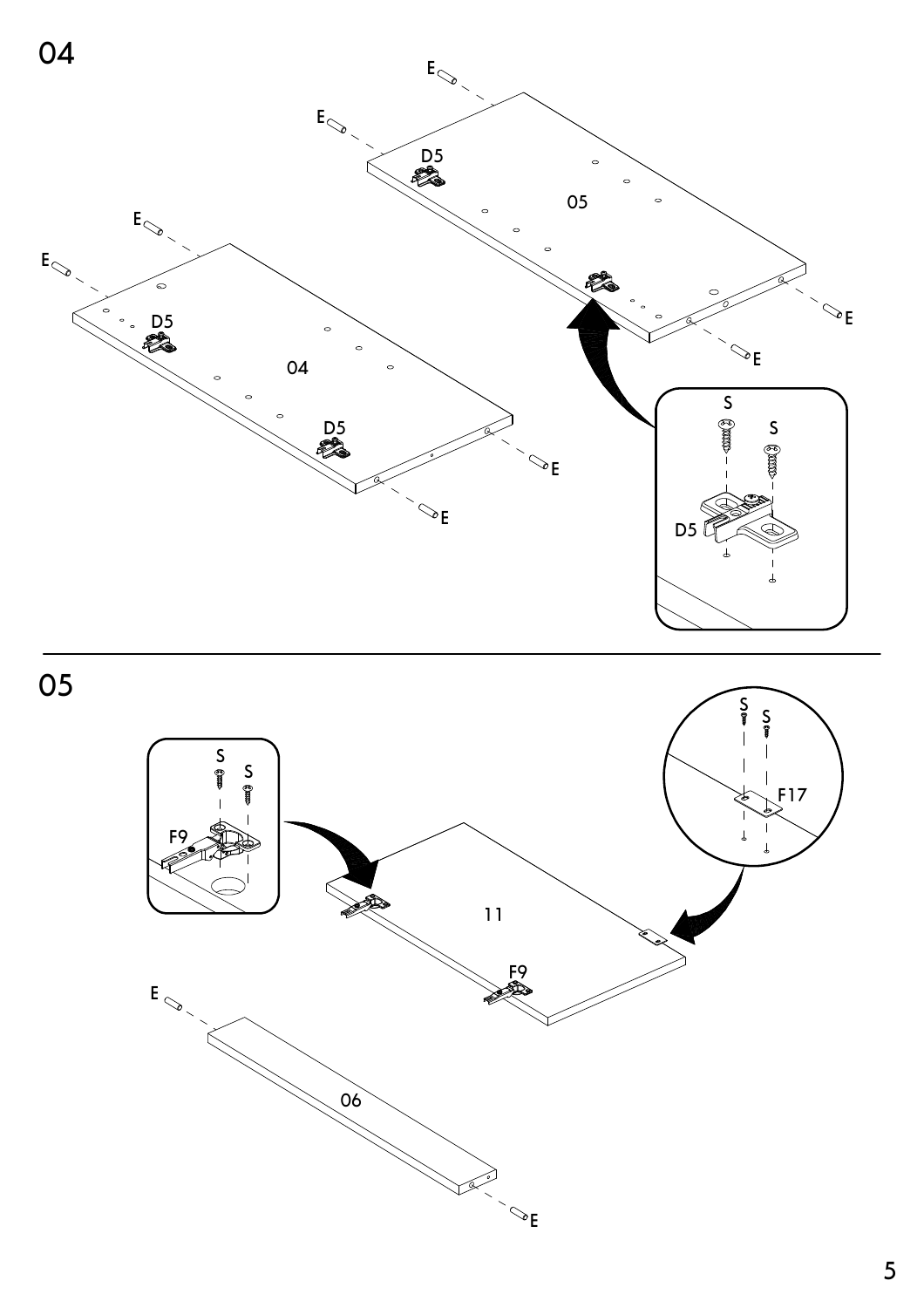# 04

E

E

D5

05

E

E

D5

04

D5

E

E

E

E

S

S

D5

# 05

S

S

F9

11

F9

S

S

F17

E

06

E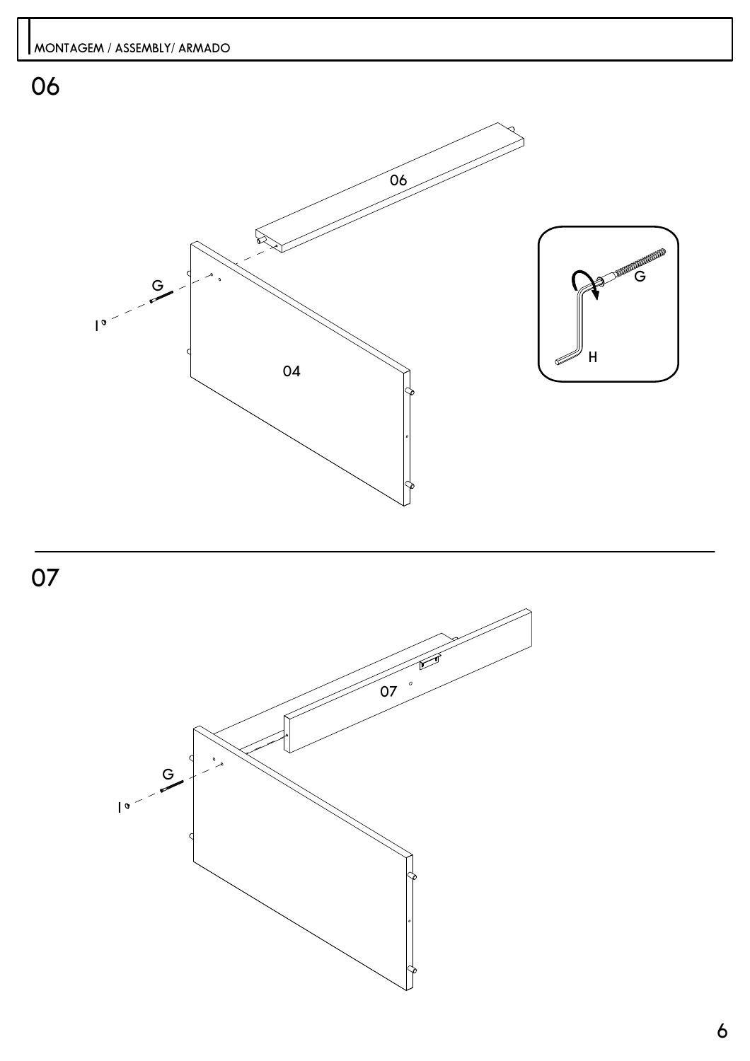MONTAGEM / ASSEMBLY/ ARMADO

## 06

06

G

I

04

G

H

## 07

07

G

I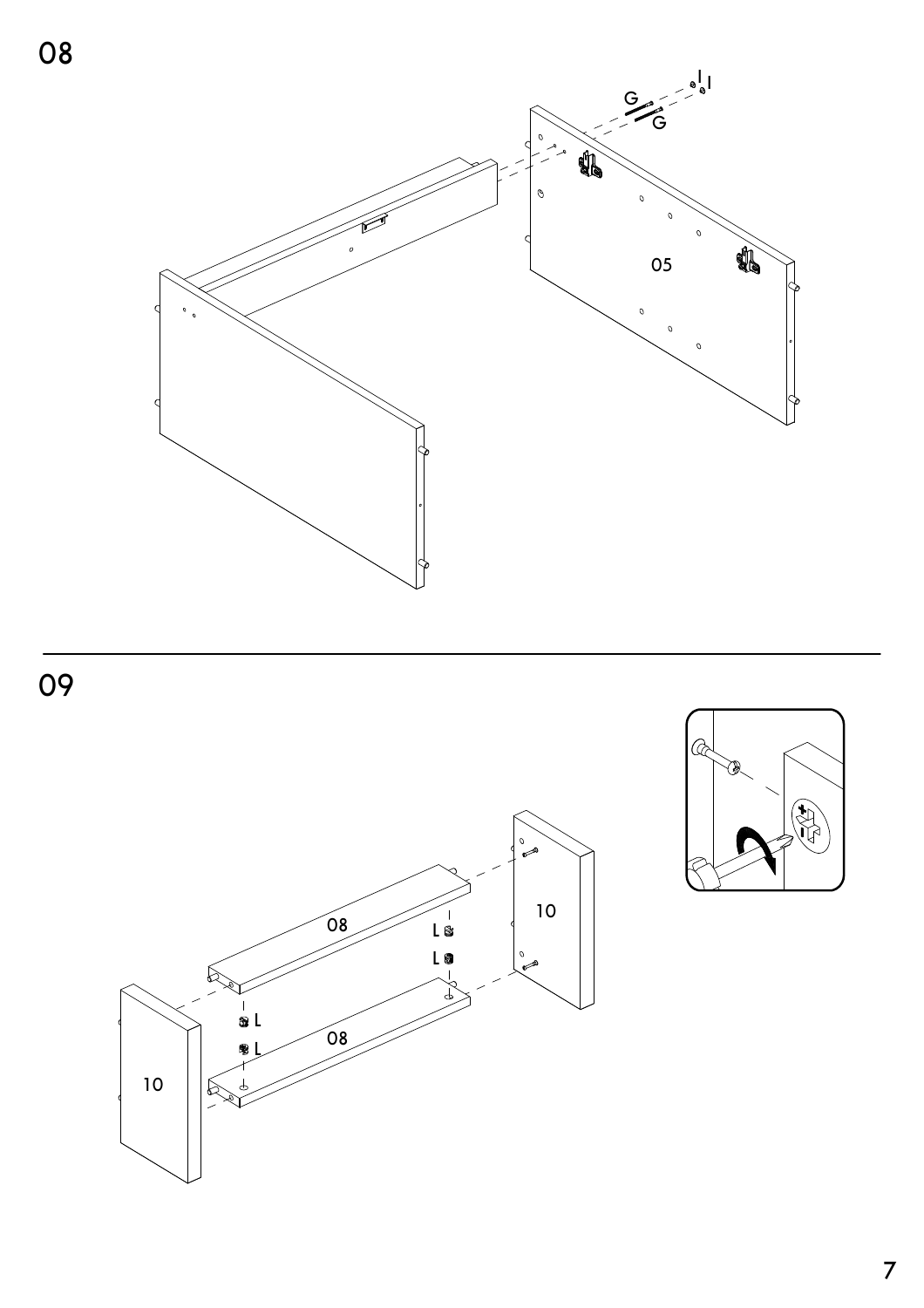## 08

G G I I

05

## 09

08

08

10

10

L L L L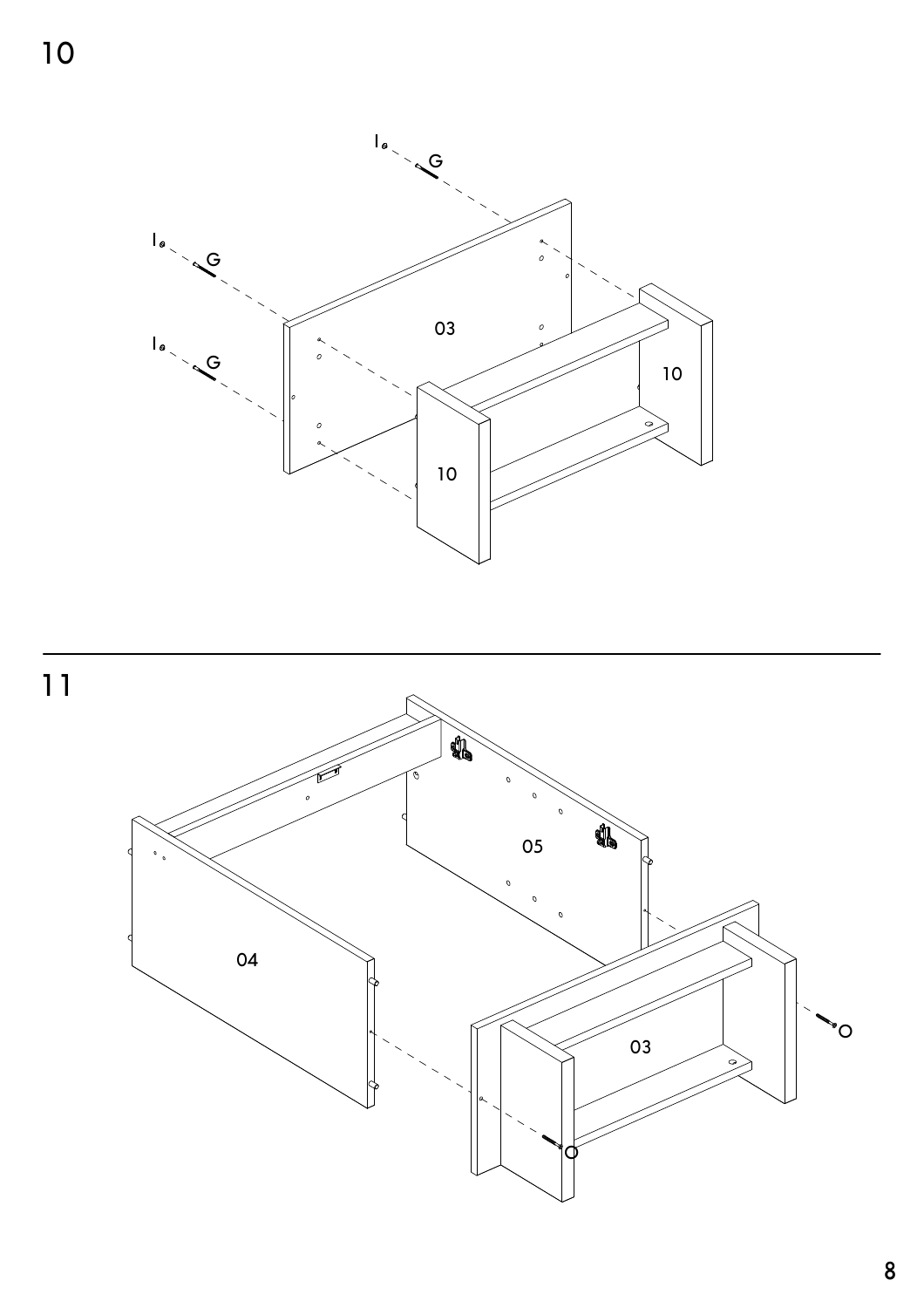10

I G
I G
I G
03
10
10

11

05
04
03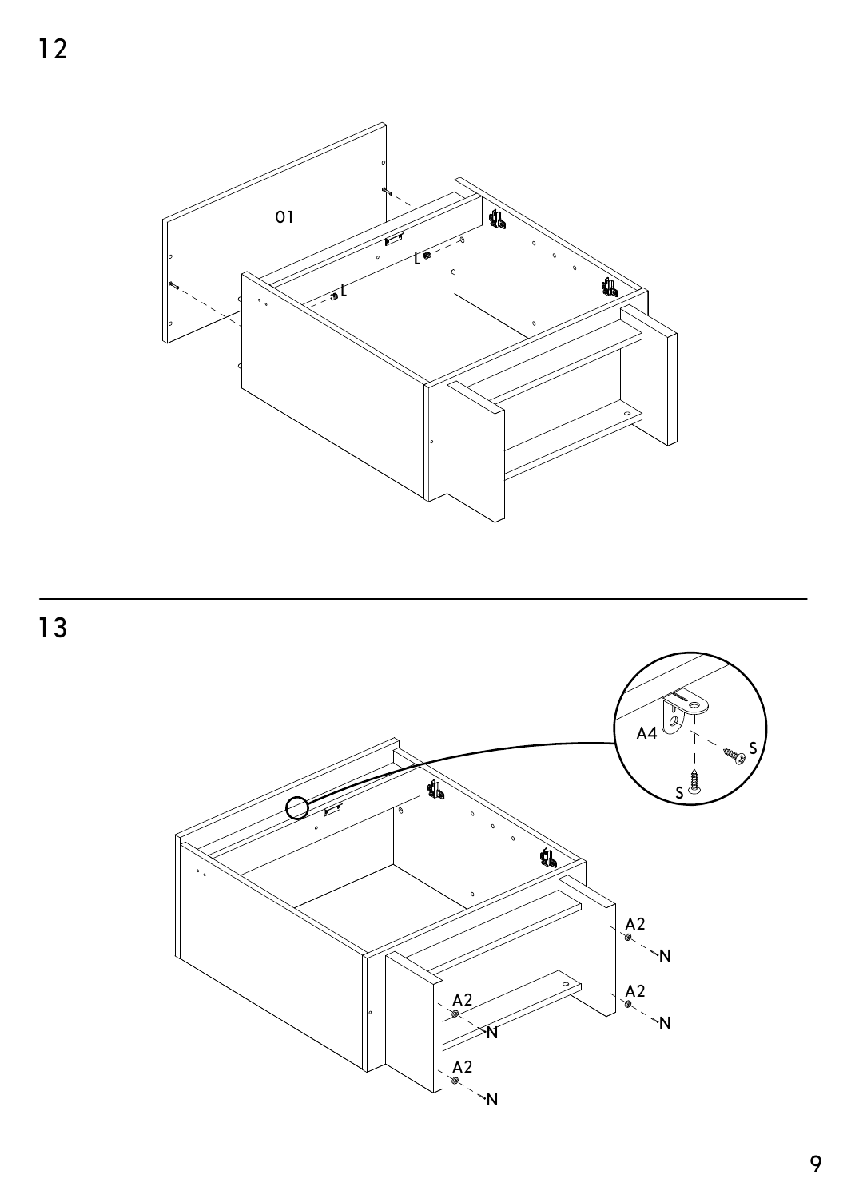## 12

01

L

L

## 13

A4

S

S

A2

N

A2

N

A2

N

A2

N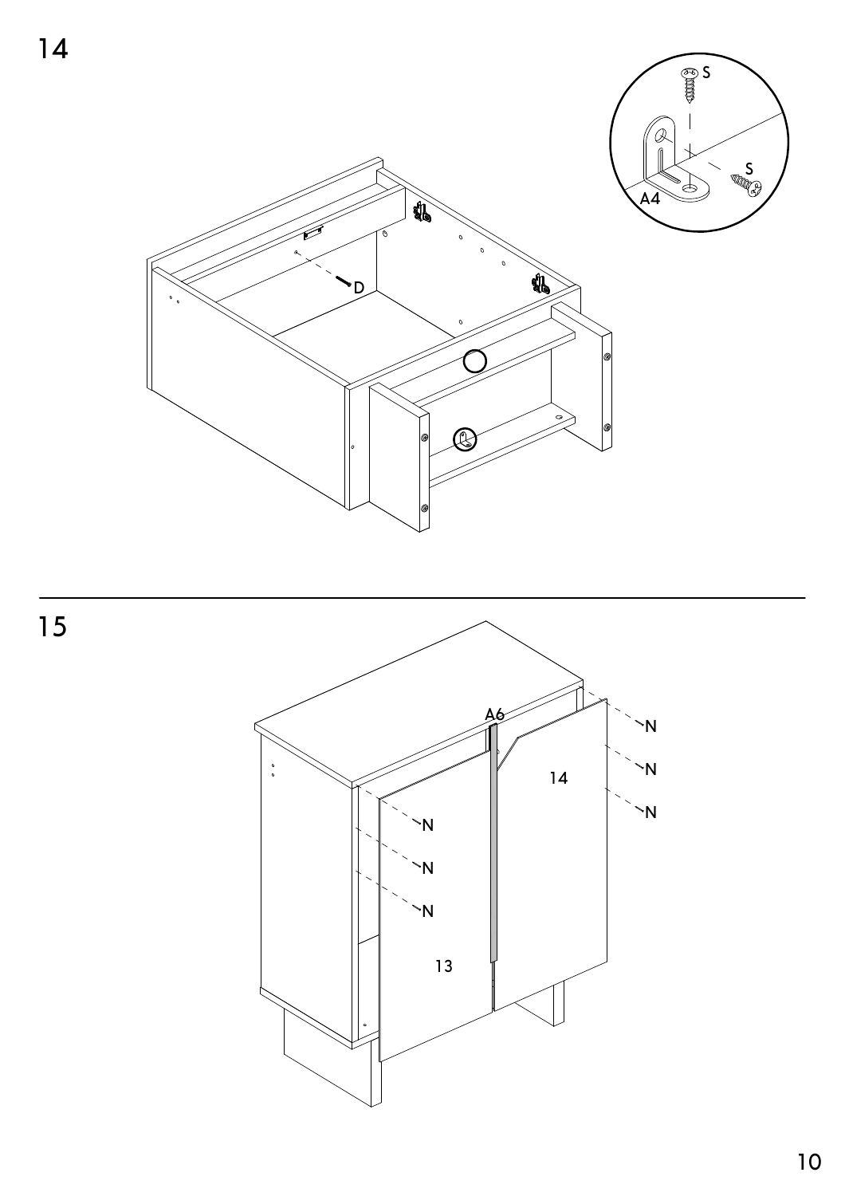14

15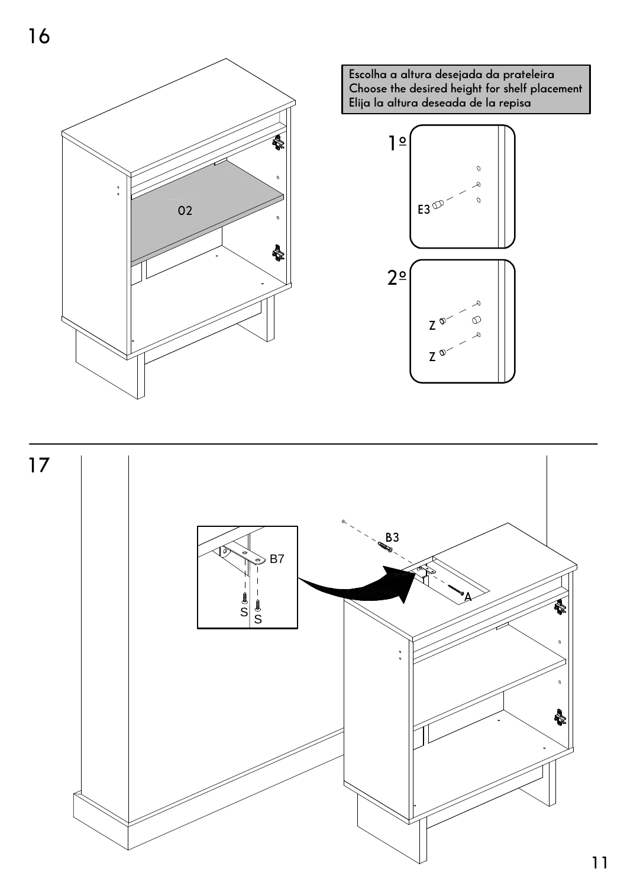## 16

Escolha a altura desejada da prateleira
Choose the desired height for shelf placement
Elija la altura deseada de la repisa

02

1º

E3

2º

Z

Z

## 17

B7

S S

B3

A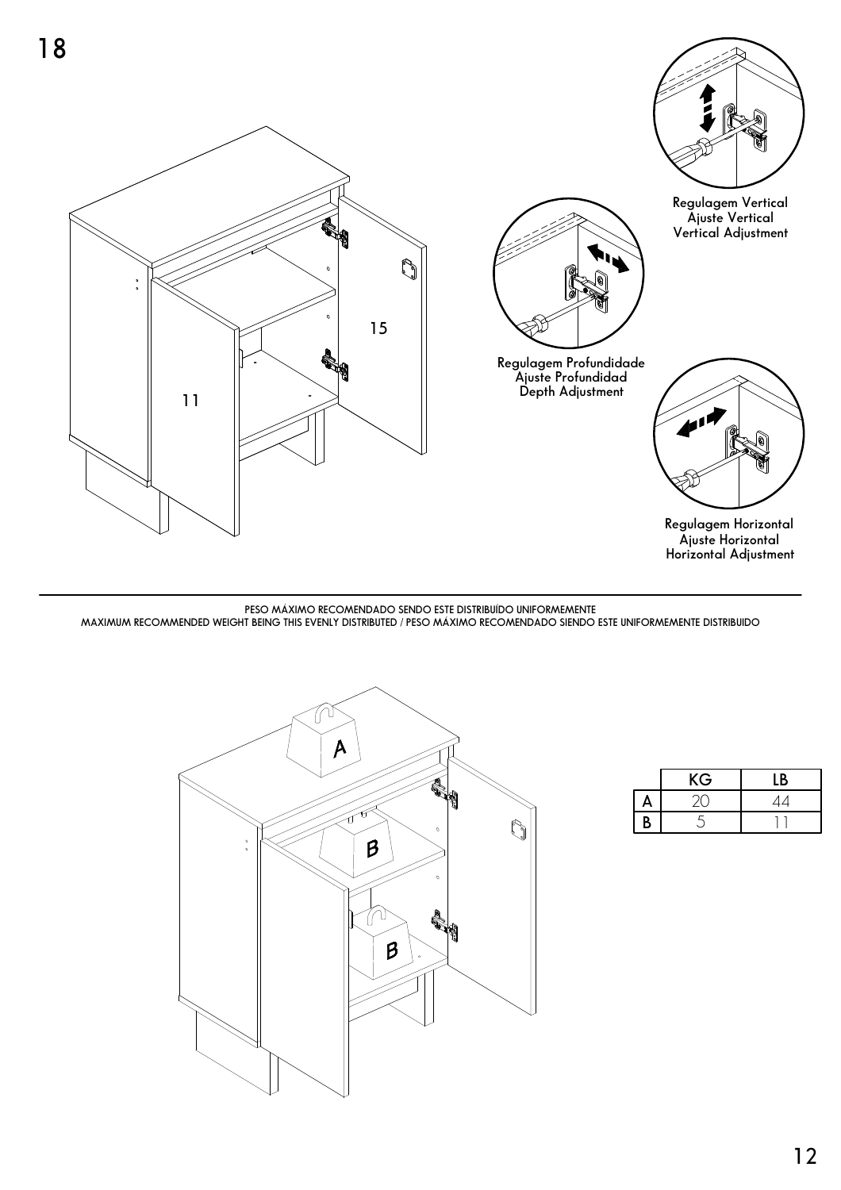## 18

11

15

Regulagem Vertical
Ajuste Vertical
Vertical Adjustment

Regulagem Profundidade
Ajuste Profundidad
Depth Adjustment

Regulagem Horizontal
Ajuste Horizontal
Horizontal Adjustment

PESO MÁXIMO RECOMENDADO SENDO ESTE DISTRIBUÍDO UNIFORMEMENTE
MAXIMUM RECOMMENDED WEIGHT BEING THIS EVENLY DISTRIBUTED / PESO MÁXIMO RECOMENDADO SIENDO ESTE UNIFORMEMENTE DISTRIBUIDO

A

B

B

| | KG | LB |
|---|---|---|
| A | 20 | 44 |
| B | 5 | 11 |